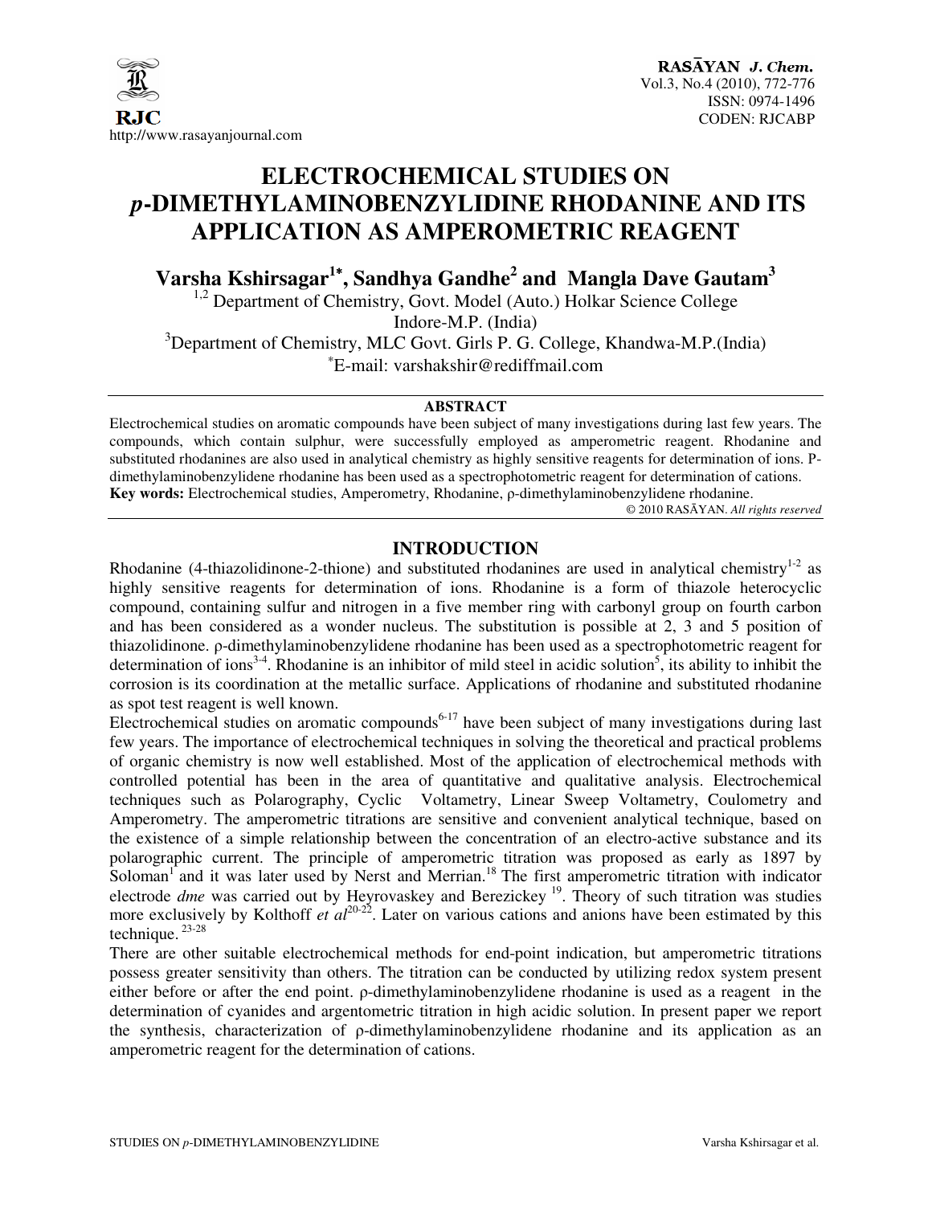# ELECTROCHEMICAL STUDIES ON *p*-DIMETHYLAMINOBENZYLIDINE RHODANINE AND ITS APPLICATION AS AMPEROMETRIC REAGENT

**Varsha Kshirsagar[1*], Sandhya Gandhe[2] and Mangla Dave Gautam[3]**

[1,2] Department of Chemistry, Govt. Model (Auto.) Holkar Science College Indore-M.P. (India)

[3]Department of Chemistry, MLC Govt. Girls P. G. College, Khandwa-M.P.(India)

[*]E-mail: varshakshir@rediffmail.com

## ABSTRACT

Electrochemical studies on aromatic compounds have been subject of many investigations during last few years. The compounds, which contain sulphur, were successfully employed as amperometric reagent. Rhodanine and substituted rhodanines are also used in analytical chemistry as highly sensitive reagents for determination of ions. P-dimethylaminobenzylidene rhodanine has been used as a spectrophotometric reagent for determination of cations.

**Key words:** Electrochemical studies, Amperometry, Rhodanine, ρ-dimethylaminobenzylidene rhodanine.

© 2010 RASĀYAN. *All rights reserved*

## INTRODUCTION

Rhodanine (4-thiazolidinone-2-thione) and substituted rhodanines are used in analytical chemistry[1-2] as highly sensitive reagents for determination of ions. Rhodanine is a form of thiazole heterocyclic compound, containing sulfur and nitrogen in a five member ring with carbonyl group on fourth carbon and has been considered as a wonder nucleus. The substitution is possible at 2, 3 and 5 position of thiazolidinone. ρ-dimethylaminobenzylidene rhodanine has been used as a spectrophotometric reagent for determination of ions[3-4]. Rhodanine is an inhibitor of mild steel in acidic solution[5], its ability to inhibit the corrosion is its coordination at the metallic surface. Applications of rhodanine and substituted rhodanine as spot test reagent is well known.

Electrochemical studies on aromatic compounds[6-17] have been subject of many investigations during last few years. The importance of electrochemical techniques in solving the theoretical and practical problems of organic chemistry is now well established. Most of the application of electrochemical methods with controlled potential has been in the area of quantitative and qualitative analysis. Electrochemical techniques such as Polarography, Cyclic Voltametry, Linear Sweep Voltametry, Coulometry and Amperometry. The amperometric titrations are sensitive and convenient analytical technique, based on the existence of a simple relationship between the concentration of an electro-active substance and its polarographic current. The principle of amperometric titration was proposed as early as 1897 by Soloman[1] and it was later used by Nerst and Merrian.[18] The first amperometric titration with indicator electrode *dme* was carried out by Heyrovaskey and Berezickey [19]. Theory of such titration was studies more exclusively by Kolthoff *et al*[20-22]. Later on various cations and anions have been estimated by this technique.[23-28]

There are other suitable electrochemical methods for end-point indication, but amperometric titrations possess greater sensitivity than others. The titration can be conducted by utilizing redox system present either before or after the end point. ρ-dimethylaminobenzylidene rhodanine is used as a reagent in the determination of cyanides and argentometric titration in high acidic solution. In present paper we report the synthesis, characterization of ρ-dimethylaminobenzylidene rhodanine and its application as an amperometric reagent for the determination of cations.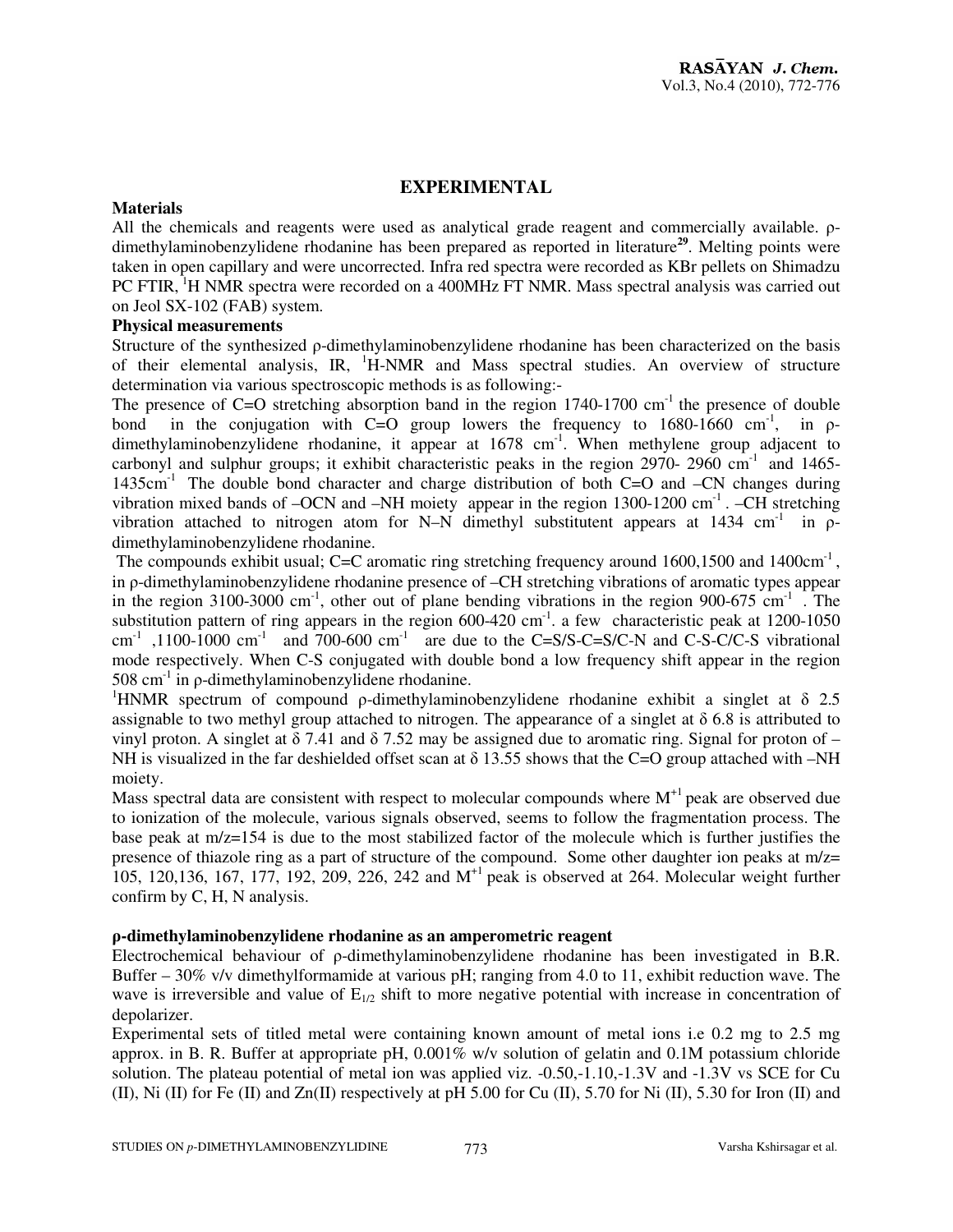## EXPERIMENTAL

### Materials

All the chemicals and reagents were used as analytical grade reagent and commercially available. ρ-dimethylaminobenzylidene rhodanine has been prepared as reported in literature[29]. Melting points were taken in open capillary and were uncorrected. Infra red spectra were recorded as KBr pellets on Shimadzu PC FTIR, $^1$H NMR spectra were recorded on a 400MHz FT NMR. Mass spectral analysis was carried out on Jeol SX-102 (FAB) system.

### Physical measurements

Structure of the synthesized ρ-dimethylaminobenzylidene rhodanine has been characterized on the basis of their elemental analysis, IR, $^1$H-NMR and Mass spectral studies. An overview of structure determination via various spectroscopic methods is as following:-

The presence of C=O stretching absorption band in the region 1740-1700 $cm^{-1}$ the presence of double bond in the conjugation with C=O group lowers the frequency to 1680-1660 $cm^{-1}$, in ρ-dimethylaminobenzylidene rhodanine, it appear at 1678 $cm^{-1}$. When methylene group adjacent to carbonyl and sulphur groups; it exhibit characteristic peaks in the region 2970- 2960 $cm^{-1}$ and 1465-1435$cm^{-1}$ The double bond character and charge distribution of both C=O and –CN changes during vibration mixed bands of –OCN and –NH moiety appear in the region 1300-1200 $cm^{-1}$ . –CH stretching vibration attached to nitrogen atom for N–N dimethyl substitutent appears at 1434 $cm^{-1}$ in ρ-dimethylaminobenzylidene rhodanine.

The compounds exhibit usual; C=C aromatic ring stretching frequency around 1600,1500 and 1400$cm^{-1}$, in ρ-dimethylaminobenzylidene rhodanine presence of –CH stretching vibrations of aromatic types appear in the region 3100-3000 $cm^{-1}$, other out of plane bending vibrations in the region 900-675 $cm^{-1}$ . The substitution pattern of ring appears in the region 600-420 $cm^{-1}$. a few characteristic peak at 1200-1050 $cm^{-1}$ ,1100-1000 $cm^{-1}$ and 700-600 $cm^{-1}$ are due to the C=S/S-C=S/C-N and C-S-C/C-S vibrational mode respectively. When C-S conjugated with double bond a low frequency shift appear in the region 508 $cm^{-1}$ in ρ-dimethylaminobenzylidene rhodanine.

$^1$HNMR spectrum of compound ρ-dimethylaminobenzylidene rhodanine exhibit a singlet at δ 2.5 assignable to two methyl group attached to nitrogen. The appearance of a singlet at δ 6.8 is attributed to vinyl proton. A singlet at δ 7.41 and δ 7.52 may be assigned due to aromatic ring. Signal for proton of –NH is visualized in the far deshielded offset scan at δ 13.55 shows that the C=O group attached with –NH moiety.

Mass spectral data are consistent with respect to molecular compounds where $M^{+1}$ peak are observed due to ionization of the molecule, various signals observed, seems to follow the fragmentation process. The base peak at m/z=154 is due to the most stabilized factor of the molecule which is further justifies the presence of thiazole ring as a part of structure of the compound. Some other daughter ion peaks at m/z= 105, 120,136, 167, 177, 192, 209, 226, 242 and $M^{+1}$ peak is observed at 264. Molecular weight further confirm by C, H, N analysis.

### ρ-dimethylaminobenzylidene rhodanine as an amperometric reagent

Electrochemical behaviour of ρ-dimethylaminobenzylidene rhodanine has been investigated in B.R. Buffer – 30% v/v dimethylformamide at various pH; ranging from 4.0 to 11, exhibit reduction wave. The wave is irreversible and value of $E_{1/2}$ shift to more negative potential with increase in concentration of depolarizer.

Experimental sets of titled metal were containing known amount of metal ions i.e 0.2 mg to 2.5 mg approx. in B. R. Buffer at appropriate pH, 0.001% w/v solution of gelatin and 0.1M potassium chloride solution. The plateau potential of metal ion was applied viz. -0.50,-1.10,-1.3V and -1.3V vs SCE for Cu (II), Ni (II) for Fe (II) and Zn(II) respectively at pH 5.00 for Cu (II), 5.70 for Ni (II), 5.30 for Iron (II) and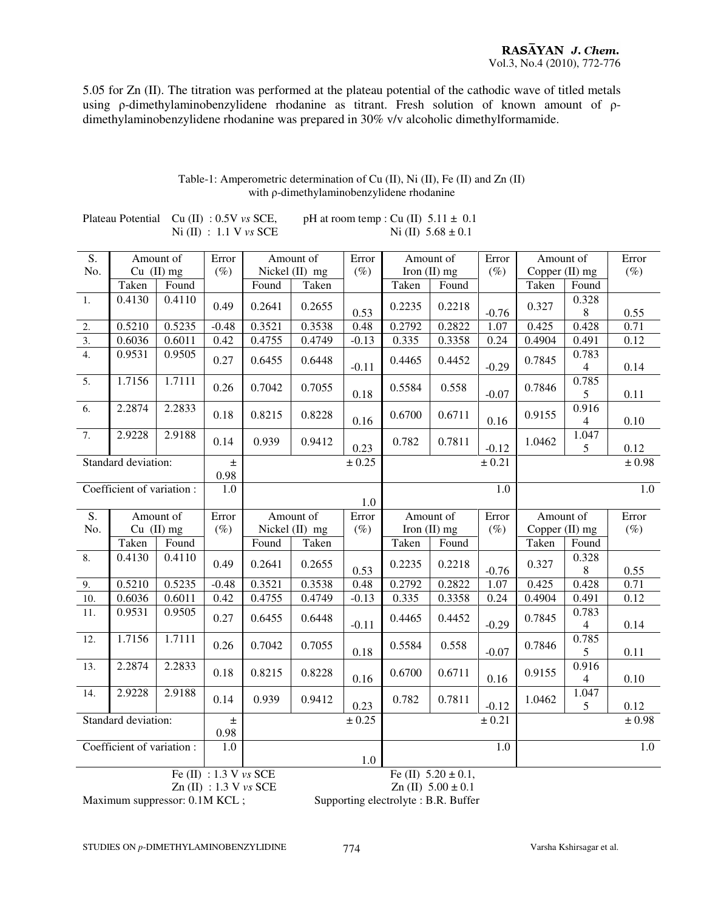5.05 for Zn (II). The titration was performed at the plateau potential of the cathodic wave of titled metals using ρ-dimethylaminobenzylidene rhodanine as titrant. Fresh solution of known amount of ρ-dimethylaminobenzylidene rhodanine was prepared in 30% v/v alcoholic dimethylformamide.

Table-1: Amperometric determination of Cu (II), Ni (II), Fe (II) and Zn (II) with ρ-dimethylaminobenzylidene rhodanine

Plateau Potential Cu (II) : 0.5V *vs* SCE, pH at room temp : Cu (II) 5.11 ± 0.1
Ni (II) : 1.1 V *vs* SCE Ni (II) 5.68 ± 0.1

| S. No. | Amount of Cu (II) mg | | Error (%) | Amount of Nickel (II) mg | | Error (%) | Amount of Iron (II) mg | | Error (%) | Amount of Copper (II) mg | | Error (%) |
|---|---|---|---|---|---|---|---|---|---|---|---|---|
| | Taken | Found | | Found | Taken | | Taken | Found | | Taken | Found | |
| 1. | 0.4130 | 0.4110 | 0.49 | 0.2641 | 0.2655 | 0.53 | 0.2235 | 0.2218 | -0.76 | 0.327 | 0.3288 | 0.55 |
| 2. | 0.5210 | 0.5235 | -0.48 | 0.3521 | 0.3538 | 0.48 | 0.2792 | 0.2822 | 1.07 | 0.425 | 0.428 | 0.71 |
| 3. | 0.6036 | 0.6011 | 0.42 | 0.4755 | 0.4749 | -0.13 | 0.335 | 0.3358 | 0.24 | 0.4904 | 0.491 | 0.12 |
| 4. | 0.9531 | 0.9505 | 0.27 | 0.6455 | 0.6448 | -0.11 | 0.4465 | 0.4452 | -0.29 | 0.7845 | 0.7834 | 0.14 |
| 5. | 1.7156 | 1.7111 | 0.26 | 0.7042 | 0.7055 | 0.18 | 0.5584 | 0.558 | -0.07 | 0.7846 | 0.7855 | 0.11 |
| 6. | 2.2874 | 2.2833 | 0.18 | 0.8215 | 0.8228 | 0.16 | 0.6700 | 0.6711 | 0.16 | 0.9155 | 0.9164 | 0.10 |
| 7. | 2.9228 | 2.9188 | 0.14 | 0.939 | 0.9412 | 0.23 | 0.782 | 0.7811 | -0.12 | 1.0462 | 1.0475 | 0.12 |
| Standard deviation: | | | ± 0.98 | | | ± 0.25 | | | ± 0.21 | | | ± 0.98 |
| Coefficient of variation : | | | 1.0 | | | 1.0 | | | 1.0 | | | 1.0 |
| S. No. | Amount of Cu (II) mg | | Error (%) | Amount of Nickel (II) mg | | Error (%) | Amount of Iron (II) mg | | Error (%) | Amount of Copper (II) mg | | Error (%) |
| | Taken | Found | | Found | Taken | | Taken | Found | | Taken | Found | |
| 8. | 0.4130 | 0.4110 | 0.49 | 0.2641 | 0.2655 | 0.53 | 0.2235 | 0.2218 | -0.76 | 0.327 | 0.3288 | 0.55 |
| 9. | 0.5210 | 0.5235 | -0.48 | 0.3521 | 0.3538 | 0.48 | 0.2792 | 0.2822 | 1.07 | 0.425 | 0.428 | 0.71 |
| 10. | 0.6036 | 0.6011 | 0.42 | 0.4755 | 0.4749 | -0.13 | 0.335 | 0.3358 | 0.24 | 0.4904 | 0.491 | 0.12 |
| 11. | 0.9531 | 0.9505 | 0.27 | 0.6455 | 0.6448 | -0.11 | 0.4465 | 0.4452 | -0.29 | 0.7845 | 0.7834 | 0.14 |
| 12. | 1.7156 | 1.7111 | 0.26 | 0.7042 | 0.7055 | 0.18 | 0.5584 | 0.558 | -0.07 | 0.7846 | 0.7855 | 0.11 |
| 13. | 2.2874 | 2.2833 | 0.18 | 0.8215 | 0.8228 | 0.16 | 0.6700 | 0.6711 | 0.16 | 0.9155 | 0.9164 | 0.10 |
| 14. | 2.9228 | 2.9188 | 0.14 | 0.939 | 0.9412 | 0.23 | 0.782 | 0.7811 | -0.12 | 1.0462 | 1.0475 | 0.12 |
| Standard deviation: | | | ± 0.98 | | | ± 0.25 | | | ± 0.21 | | | ± 0.98 |
| Coefficient of variation : | | | 1.0 | | | 1.0 | | | 1.0 | | | 1.0 |

Fe (II) : 1.3 V *vs* SCE Fe (II) 5.20 ± 0.1,
Zn (II) : 1.3 V *vs* SCE Zn (II) 5.00 ± 0.1
Maximum suppressor: 0.1M KCL ; Supporting electrolyte : B.R. Buffer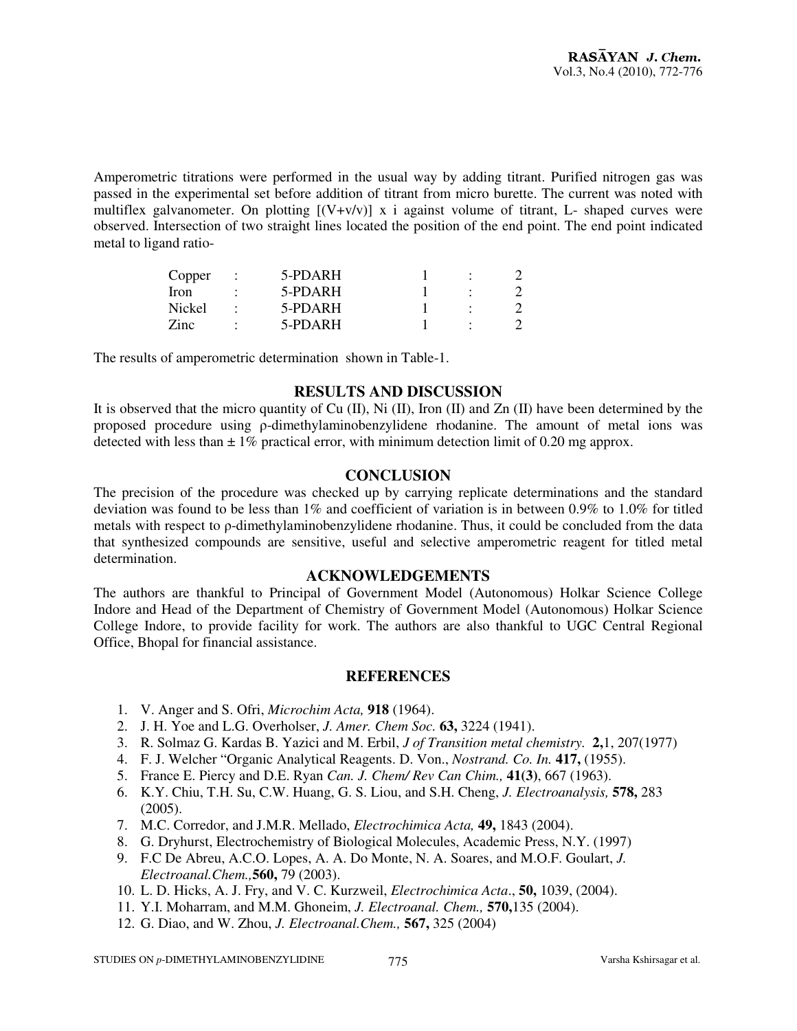Amperometric titrations were performed in the usual way by adding titrant. Purified nitrogen gas was passed in the experimental set before addition of titrant from micro burette. The current was noted with multiflex galvanometer. On plotting $[(V+v/v)] \times i$ against volume of titrant, L- shaped curves were observed. Intersection of two straight lines located the position of the end point. The end point indicated metal to ligand ratio-

| | | | | | |
|---|---|---|---|---|---|
| Copper | : | 5-PDARH | 1 | : | 2 |
| Iron | : | 5-PDARH | 1 | : | 2 |
| Nickel | : | 5-PDARH | 1 | : | 2 |
| Zinc | : | 5-PDARH | 1 | : | 2 |

The results of amperometric determination shown in Table-1.

## RESULTS AND DISCUSSION

It is observed that the micro quantity of Cu (II), Ni (II), Iron (II) and Zn (II) have been determined by the proposed procedure using ρ-dimethylaminobenzylidene rhodanine. The amount of metal ions was detected with less than ± 1% practical error, with minimum detection limit of 0.20 mg approx.

## CONCLUSION

The precision of the procedure was checked up by carrying replicate determinations and the standard deviation was found to be less than 1% and coefficient of variation is in between 0.9% to 1.0% for titled metals with respect to ρ-dimethylaminobenzylidene rhodanine. Thus, it could be concluded from the data that synthesized compounds are sensitive, useful and selective amperometric reagent for titled metal determination.

## ACKNOWLEDGEMENTS

The authors are thankful to Principal of Government Model (Autonomous) Holkar Science College Indore and Head of the Department of Chemistry of Government Model (Autonomous) Holkar Science College Indore, to provide facility for work. The authors are also thankful to UGC Central Regional Office, Bhopal for financial assistance.

## REFERENCES

1. V. Anger and S. Ofri, *Microchim Acta,* **918** (1964).
2. J. H. Yoe and L.G. Overholser, *J. Amer. Chem Soc.* **63,** 3224 (1941).
3. R. Solmaz G. Kardas B. Yazici and M. Erbil, *J of Transition metal chemistry.* **2,**1, 207(1977)
4. F. J. Welcher "Organic Analytical Reagents. D. Von., *Nostrand. Co. In.* **417,** (1955).
5. France E. Piercy and D.E. Ryan *Can. J. Chem/ Rev Can Chim.,* **41(3)**, 667 (1963).
6. K.Y. Chiu, T.H. Su, C.W. Huang, G. S. Liou, and S.H. Cheng, *J. Electroanalysis,* **578,** 283 (2005).
7. M.C. Corredor, and J.M.R. Mellado, *Electrochimica Acta,* **49,** 1843 (2004).
8. G. Dryhurst, Electrochemistry of Biological Molecules, Academic Press, N.Y. (1997)
9. F.C De Abreu, A.C.O. Lopes, A. A. Do Monte, N. A. Soares, and M.O.F. Goulart, *J. Electroanal.Chem.,***560,** 79 (2003).
10. L. D. Hicks, A. J. Fry, and V. C. Kurzweil, *Electrochimica Acta*., **50,** 1039, (2004).
11. Y.I. Moharram, and M.M. Ghoneim, *J. Electroanal. Chem.,* **570,**135 (2004).
12. G. Diao, and W. Zhou, *J. Electroanal.Chem.,* **567,** 325 (2004)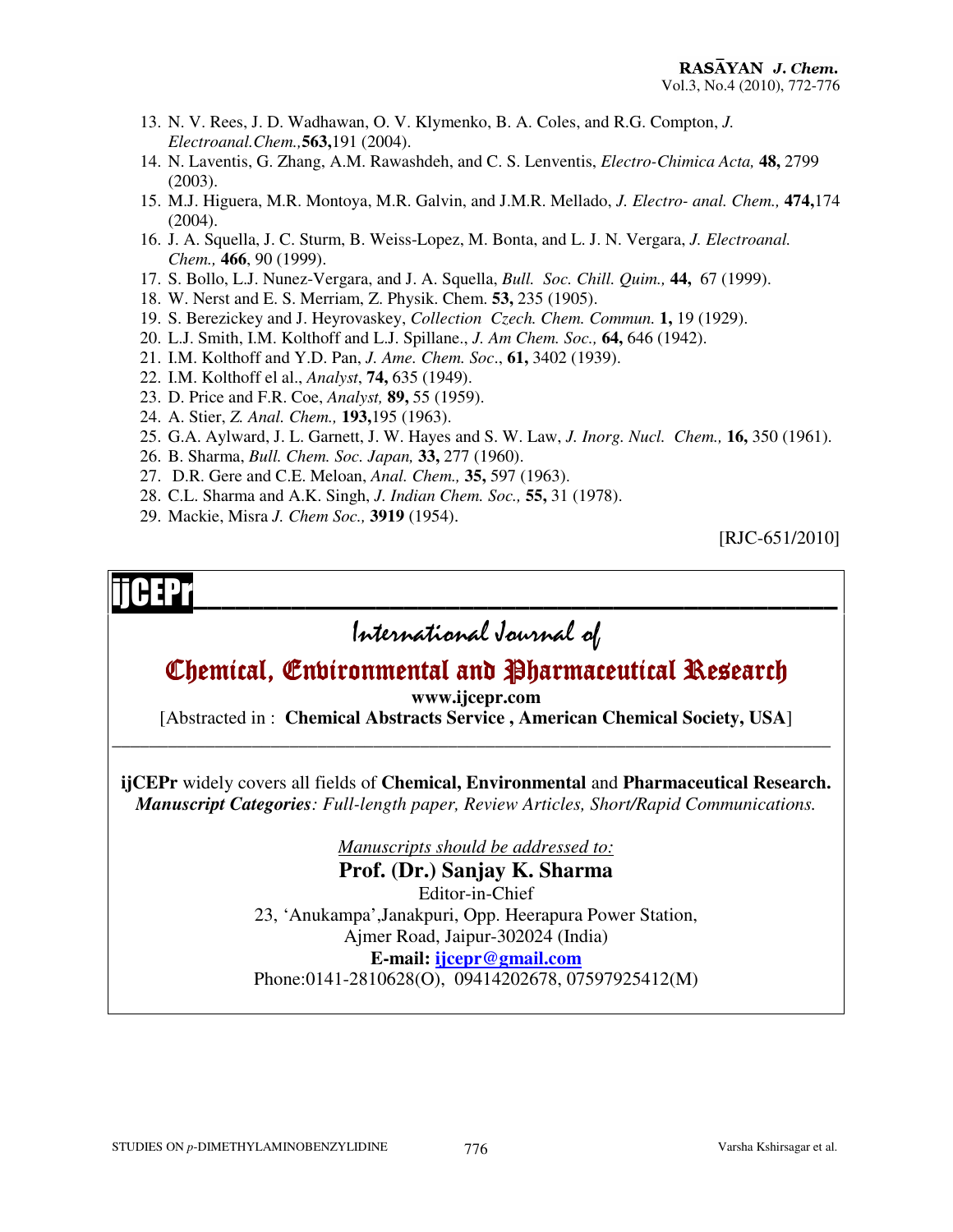13. N. V. Rees, J. D. Wadhawan, O. V. Klymenko, B. A. Coles, and R.G. Compton, *J. Electroanal.Chem.,* **563,** 191 (2004).
14. N. Laventis, G. Zhang, A.M. Rawashdeh, and C. S. Lenventis, *Electro-Chimica Acta,* **48,** 2799 (2003).
15. M.J. Higuera, M.R. Montoya, M.R. Galvin, and J.M.R. Mellado, *J. Electro- anal. Chem.,* **474,** 174 (2004).
16. J. A. Squella, J. C. Sturm, B. Weiss-Lopez, M. Bonta, and L. J. N. Vergara, *J. Electroanal. Chem.,* **466**, 90 (1999).
17. S. Bollo, L.J. Nunez-Vergara, and J. A. Squella, *Bull. Soc. Chill. Quim.,* **44,** 67 (1999).
18. W. Nerst and E. S. Merriam, Z. Physik. Chem. **53,** 235 (1905).
19. S. Berezickey and J. Heyrovaskey, *Collection Czech. Chem. Commun.* **1,** 19 (1929).
20. L.J. Smith, I.M. Kolthoff and L.J. Spillane., *J. Am Chem. Soc.,* **64,** 646 (1942).
21. I.M. Kolthoff and Y.D. Pan, *J. Ame. Chem. Soc*., **61,** 3402 (1939).
22. I.M. Kolthoff el al., *Analyst*, **74,** 635 (1949).
23. D. Price and F.R. Coe, *Analyst,* **89,** 55 (1959).
24. A. Stier, *Z. Anal. Chem.,* **193,** 195 (1963).
25. G.A. Aylward, J. L. Garnett, J. W. Hayes and S. W. Law, *J. Inorg. Nucl. Chem.,* **16,** 350 (1961).
26. B. Sharma, *Bull. Chem. Soc. Japan,* **33,** 277 (1960).
27. D.R. Gere and C.E. Meloan, *Anal. Chem.,* **35,** 597 (1963).
28. C.L. Sharma and A.K. Singh, *J. Indian Chem. Soc.,* **55,** 31 (1978).
29. Mackie, Misra *J. Chem Soc.,* **3919** (1954).

[RJC-651/2010]

---

**ijCEPr**

*International Journal of*

## Chemical, Environmental and Pharmaceutical Research

**www.ijcepr.com**

[Abstracted in : **Chemical Abstracts Service , American Chemical Society, USA**]

---

**ijCEPr** widely covers all fields of **Chemical, Environmental** and **Pharmaceutical Research.**
***Manuscript Categories****: Full-length paper, Review Articles, Short/Rapid Communications.*

*Manuscripts should be addressed to:*

**Prof. (Dr.) Sanjay K. Sharma**
Editor-in-Chief
23, 'Anukampa',Janakpuri, Opp. Heerapura Power Station,
Ajmer Road, Jaipur-302024 (India)
**E-mail: ijcepr@gmail.com**
Phone:0141-2810628(O), 09414202678, 07597925412(M)